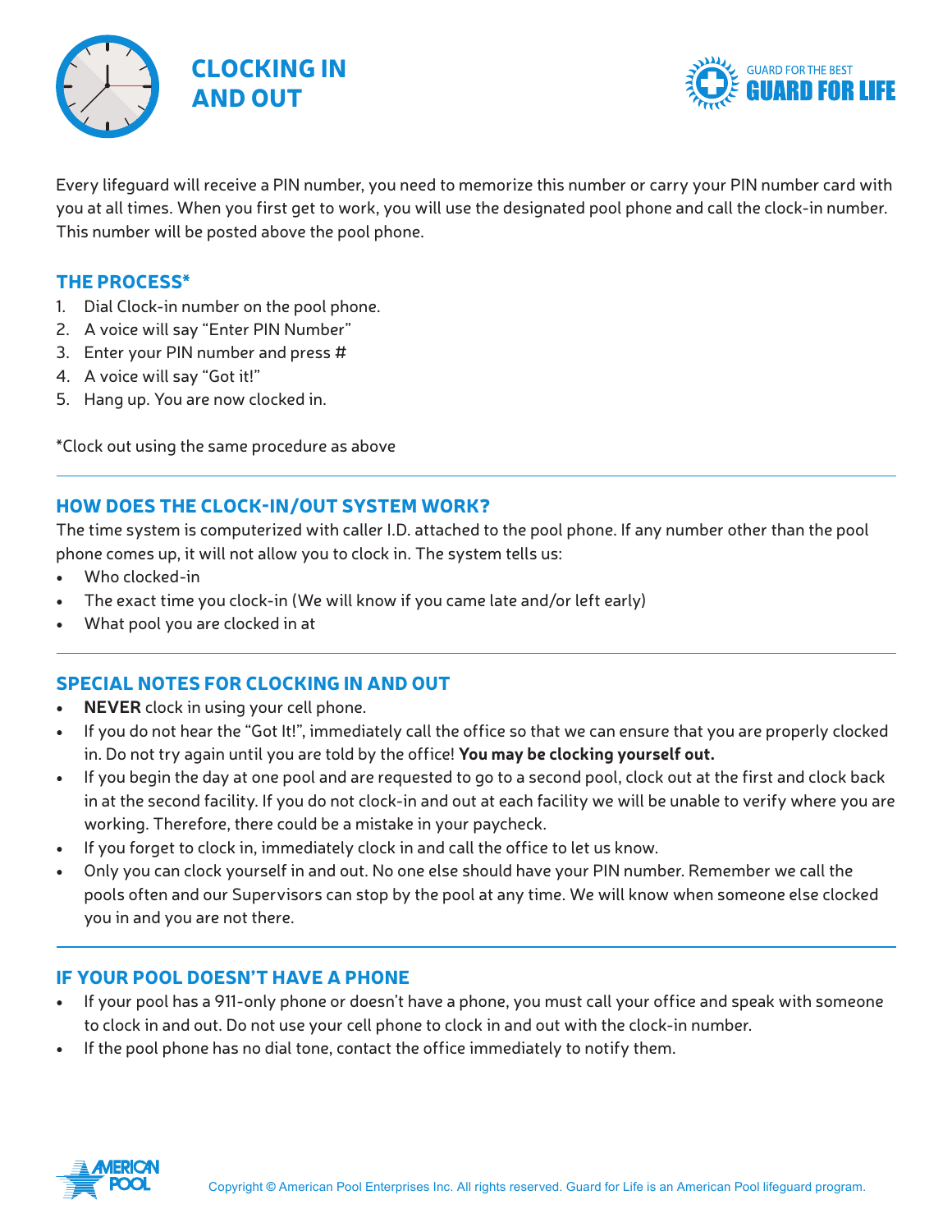# CLOCKING IN AND OUT

GUARD FOR THE BEST
**GUARD FOR LIFE**

Every lifeguard will receive a PIN number, you need to memorize this number or carry your PIN number card with you at all times. When you first get to work, you will use the designated pool phone and call the clock-in number. This number will be posted above the pool phone.

## THE PROCESS*

1. Dial Clock-in number on the pool phone.
2. A voice will say "Enter PIN Number"
3. Enter your PIN number and press #
4. A voice will say "Got it!"
5. Hang up. You are now clocked in.

*Clock out using the same procedure as above

---

## HOW DOES THE CLOCK-IN/OUT SYSTEM WORK?

The time system is computerized with caller I.D. attached to the pool phone. If any number other than the pool phone comes up, it will not allow you to clock in. The system tells us:

- Who clocked-in
- The exact time you clock-in (We will know if you came late and/or left early)
- What pool you are clocked in at

---

## SPECIAL NOTES FOR CLOCKING IN AND OUT

- **NEVER** clock in using your cell phone.
- If you do not hear the "Got It!", immediately call the office so that we can ensure that you are properly clocked in. Do not try again until you are told by the office! **You may be clocking yourself out.**
- If you begin the day at one pool and are requested to go to a second pool, clock out at the first and clock back in at the second facility. If you do not clock-in and out at each facility we will be unable to verify where you are working. Therefore, there could be a mistake in your paycheck.
- If you forget to clock in, immediately clock in and call the office to let us know.
- Only you can clock yourself in and out. No one else should have your PIN number. Remember we call the pools often and our Supervisors can stop by the pool at any time. We will know when someone else clocked you in and you are not there.

---

## IF YOUR POOL DOESN'T HAVE A PHONE

- If your pool has a 911-only phone or doesn't have a phone, you must call your office and speak with someone to clock in and out. Do not use your cell phone to clock in and out with the clock-in number.
- If the pool phone has no dial tone, contact the office immediately to notify them.

AMERICAN POOL

Copyright © American Pool Enterprises Inc. All rights reserved. Guard for Life is an American Pool lifeguard program.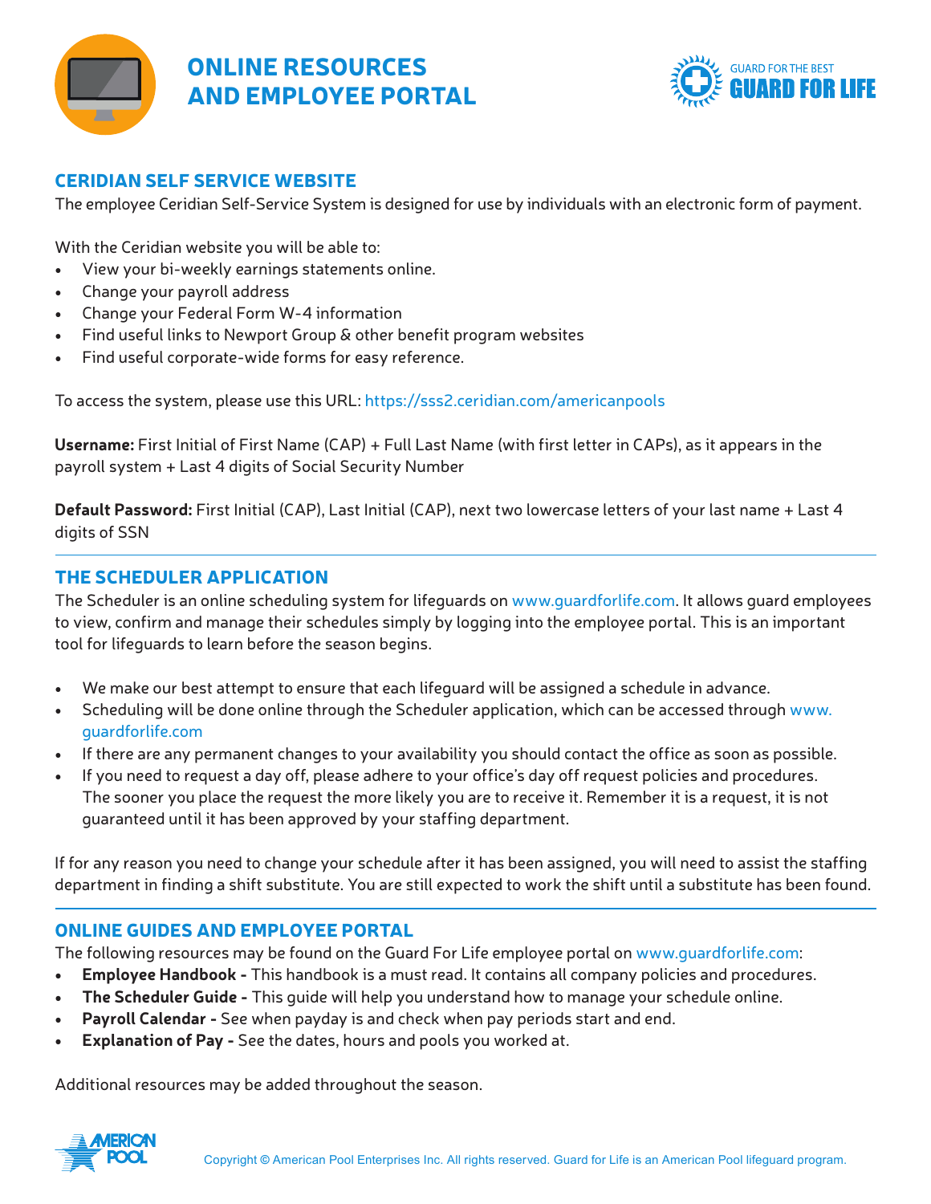# ONLINE RESOURCES AND EMPLOYEE PORTAL

GUARD FOR THE BEST
**GUARD FOR LIFE**

## CERIDIAN SELF SERVICE WEBSITE

The employee Ceridian Self-Service System is designed for use by individuals with an electronic form of payment.

With the Ceridian website you will be able to:

- View your bi-weekly earnings statements online.
- Change your payroll address
- Change your Federal Form W-4 information
- Find useful links to Newport Group & other benefit program websites
- Find useful corporate-wide forms for easy reference.

To access the system, please use this URL: https://sss2.ceridian.com/americanpools

**Username:** First Initial of First Name (CAP) + Full Last Name (with first letter in CAPs), as it appears in the payroll system + Last 4 digits of Social Security Number

**Default Password:** First Initial (CAP), Last Initial (CAP), next two lowercase letters of your last name + Last 4 digits of SSN

---

## THE SCHEDULER APPLICATION

The Scheduler is an online scheduling system for lifeguards on www.guardforlife.com. It allows guard employees to view, confirm and manage their schedules simply by logging into the employee portal. This is an important tool for lifeguards to learn before the season begins.

- We make our best attempt to ensure that each lifeguard will be assigned a schedule in advance.
- Scheduling will be done online through the Scheduler application, which can be accessed through www.guardforlife.com
- If there are any permanent changes to your availability you should contact the office as soon as possible.
- If you need to request a day off, please adhere to your office's day off request policies and procedures. The sooner you place the request the more likely you are to receive it. Remember it is a request, it is not guaranteed until it has been approved by your staffing department.

If for any reason you need to change your schedule after it has been assigned, you will need to assist the staffing department in finding a shift substitute. You are still expected to work the shift until a substitute has been found.

---

## ONLINE GUIDES AND EMPLOYEE PORTAL

The following resources may be found on the Guard For Life employee portal on www.guardforlife.com:

- **Employee Handbook -** This handbook is a must read. It contains all company policies and procedures.
- **The Scheduler Guide -** This guide will help you understand how to manage your schedule online.
- **Payroll Calendar -** See when payday is and check when pay periods start and end.
- **Explanation of Pay -** See the dates, hours and pools you worked at.

Additional resources may be added throughout the season.

AMERICAN POOL

Copyright © American Pool Enterprises Inc. All rights reserved. Guard for Life is an American Pool lifeguard program.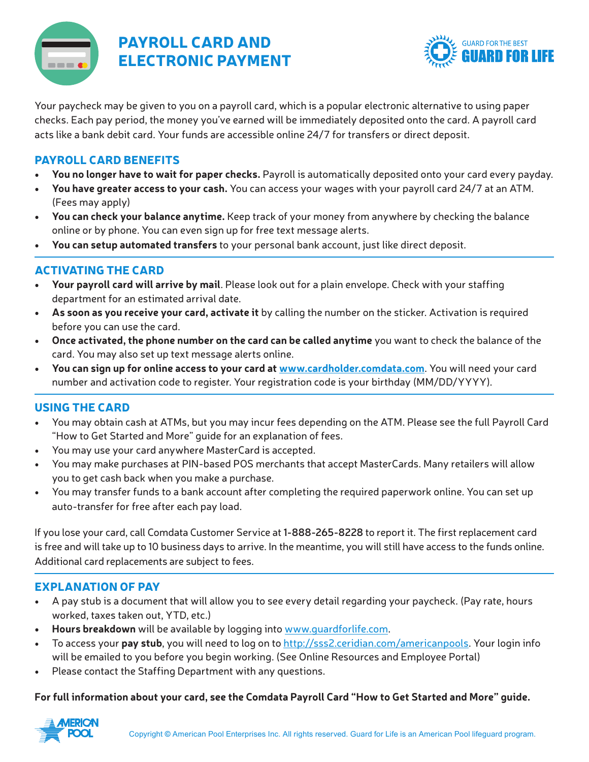# PAYROLL CARD AND ELECTRONIC PAYMENT

GUARD FOR THE BEST
**GUARD FOR LIFE**

Your paycheck may be given to you on a payroll card, which is a popular electronic alternative to using paper checks. Each pay period, the money you've earned will be immediately deposited onto the card. A payroll card acts like a bank debit card. Your funds are accessible online 24/7 for transfers or direct deposit.

## PAYROLL CARD BENEFITS

- **You no longer have to wait for paper checks.** Payroll is automatically deposited onto your card every payday.
- **You have greater access to your cash.** You can access your wages with your payroll card 24/7 at an ATM. (Fees may apply)
- **You can check your balance anytime.** Keep track of your money from anywhere by checking the balance online or by phone. You can even sign up for free text message alerts.
- **You can setup automated transfers** to your personal bank account, just like direct deposit.

## ACTIVATING THE CARD

- **Your payroll card will arrive by mail**. Please look out for a plain envelope. Check with your staffing department for an estimated arrival date.
- **As soon as you receive your card, activate it** by calling the number on the sticker. Activation is required before you can use the card.
- **Once activated, the phone number on the card can be called anytime** you want to check the balance of the card. You may also set up text message alerts online.
- **You can sign up for online access to your card at www.cardholder.comdata.com**. You will need your card number and activation code to register. Your registration code is your birthday (MM/DD/YYYY).

## USING THE CARD

- You may obtain cash at ATMs, but you may incur fees depending on the ATM. Please see the full Payroll Card "How to Get Started and More" guide for an explanation of fees.
- You may use your card anywhere MasterCard is accepted.
- You may make purchases at PIN-based POS merchants that accept MasterCards. Many retailers will allow you to get cash back when you make a purchase.
- You may transfer funds to a bank account after completing the required paperwork online. You can set up auto-transfer for free after each pay load.

If you lose your card, call Comdata Customer Service at **1-888-265-8228** to report it. The first replacement card is free and will take up to 10 business days to arrive. In the meantime, you will still have access to the funds online. Additional card replacements are subject to fees.

## EXPLANATION OF PAY

- A pay stub is a document that will allow you to see every detail regarding your paycheck. (Pay rate, hours worked, taxes taken out, YTD, etc.)
- **Hours breakdown** will be available by logging into www.guardforlife.com.
- To access your **pay stub**, you will need to log on to http://sss2.ceridian.com/americanpools. Your login info will be emailed to you before you begin working. (See Online Resources and Employee Portal)
- Please contact the Staffing Department with any questions.

**For full information about your card, see the Comdata Payroll Card "How to Get Started and More" guide.**

AMERICAN POOL

Copyright © American Pool Enterprises Inc. All rights reserved. Guard for Life is an American Pool lifeguard program.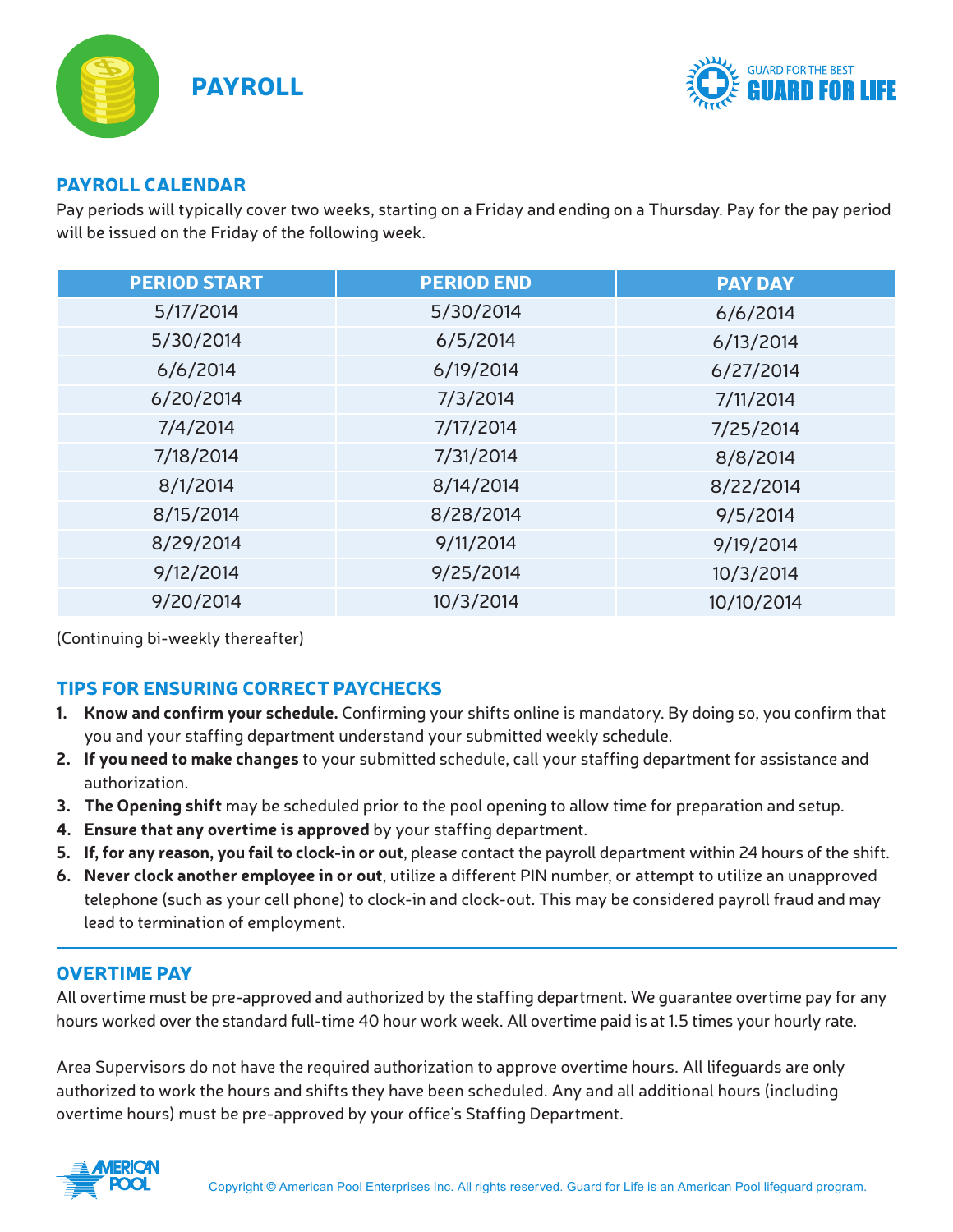# PAYROLL

GUARD FOR THE BEST
GUARD FOR LIFE

## PAYROLL CALENDAR

Pay periods will typically cover two weeks, starting on a Friday and ending on a Thursday. Pay for the pay period will be issued on the Friday of the following week.

| PERIOD START | PERIOD END | PAY DAY |
|---|---|---|
| 5/17/2014 | 5/30/2014 | 6/6/2014 |
| 5/30/2014 | 6/5/2014 | 6/13/2014 |
| 6/6/2014 | 6/19/2014 | 6/27/2014 |
| 6/20/2014 | 7/3/2014 | 7/11/2014 |
| 7/4/2014 | 7/17/2014 | 7/25/2014 |
| 7/18/2014 | 7/31/2014 | 8/8/2014 |
| 8/1/2014 | 8/14/2014 | 8/22/2014 |
| 8/15/2014 | 8/28/2014 | 9/5/2014 |
| 8/29/2014 | 9/11/2014 | 9/19/2014 |
| 9/12/2014 | 9/25/2014 | 10/3/2014 |
| 9/20/2014 | 10/3/2014 | 10/10/2014 |

(Continuing bi-weekly thereafter)

## TIPS FOR ENSURING CORRECT PAYCHECKS

1. **Know and confirm your schedule.** Confirming your shifts online is mandatory. By doing so, you confirm that you and your staffing department understand your submitted weekly schedule.
2. **If you need to make changes** to your submitted schedule, call your staffing department for assistance and authorization.
3. **The Opening shift** may be scheduled prior to the pool opening to allow time for preparation and setup.
4. **Ensure that any overtime is approved** by your staffing department.
5. **If, for any reason, you fail to clock-in or out**, please contact the payroll department within 24 hours of the shift.
6. **Never clock another employee in or out**, utilize a different PIN number, or attempt to utilize an unapproved telephone (such as your cell phone) to clock-in and clock-out. This may be considered payroll fraud and may lead to termination of employment.

## OVERTIME PAY

All overtime must be pre-approved and authorized by the staffing department. We guarantee overtime pay for any hours worked over the standard full-time 40 hour work week. All overtime paid is at 1.5 times your hourly rate.

Area Supervisors do not have the required authorization to approve overtime hours. All lifeguards are only authorized to work the hours and shifts they have been scheduled. Any and all additional hours (including overtime hours) must be pre-approved by your office's Staffing Department.

AMERICAN POOL

Copyright © American Pool Enterprises Inc. All rights reserved. Guard for Life is an American Pool lifeguard program.